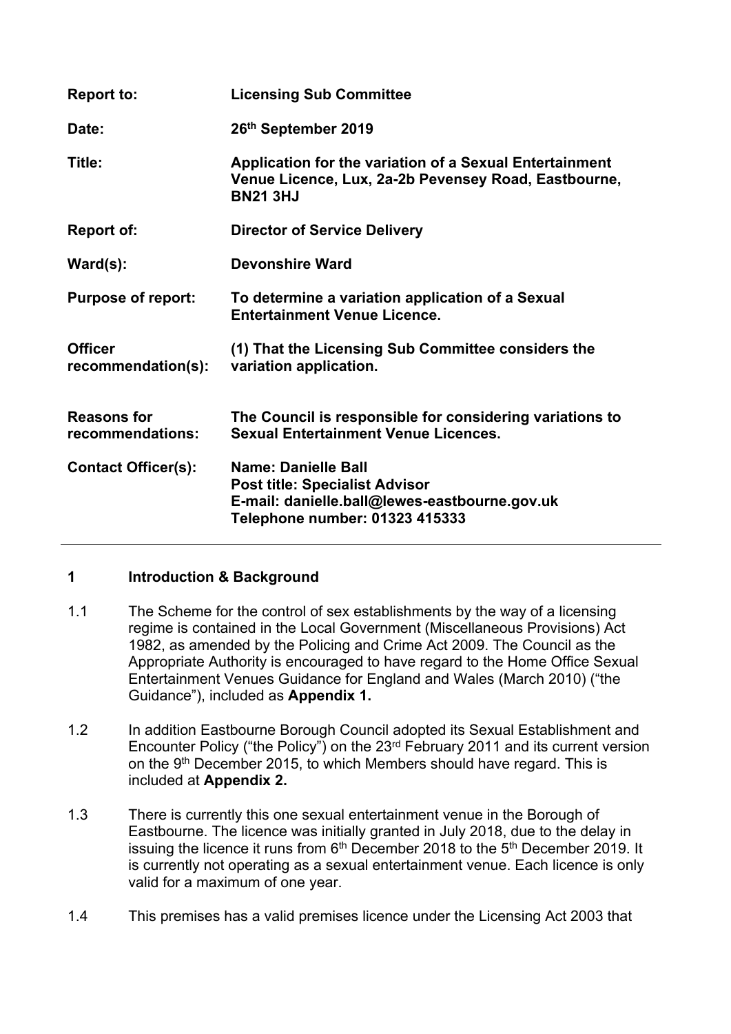| | |
|---|---|
| **Report to:** | **Licensing Sub Committee** |
| **Date:** | **26th September 2019** |
| **Title:** | **Application for the variation of a Sexual Entertainment Venue Licence, Lux, 2a-2b Pevensey Road, Eastbourne, BN21 3HJ** |
| **Report of:** | **Director of Service Delivery** |
| **Ward(s):** | **Devonshire Ward** |
| **Purpose of report:** | **To determine a variation application of a Sexual Entertainment Venue Licence.** |
| **Officer recommendation(s):** | **(1) That the Licensing Sub Committee considers the variation application.** |
| **Reasons for recommendations:** | **The Council is responsible for considering variations to Sexual Entertainment Venue Licences.** |
| **Contact Officer(s):** | **Name: Danielle Ball**<br>**Post title: Specialist Advisor**<br>**E-mail: danielle.ball@lewes-eastbourne.gov.uk**<br>**Telephone number: 01323 415333** |

## 1 Introduction & Background

1.1 The Scheme for the control of sex establishments by the way of a licensing regime is contained in the Local Government (Miscellaneous Provisions) Act 1982, as amended by the Policing and Crime Act 2009. The Council as the Appropriate Authority is encouraged to have regard to the Home Office Sexual Entertainment Venues Guidance for England and Wales (March 2010) ("the Guidance"), included as **Appendix 1.**

1.2 In addition Eastbourne Borough Council adopted its Sexual Establishment and Encounter Policy ("the Policy") on the 23rd February 2011 and its current version on the 9th December 2015, to which Members should have regard. This is included at **Appendix 2.**

1.3 There is currently this one sexual entertainment venue in the Borough of Eastbourne. The licence was initially granted in July 2018, due to the delay in issuing the licence it runs from 6th December 2018 to the 5th December 2019. It is currently not operating as a sexual entertainment venue. Each licence is only valid for a maximum of one year.

1.4 This premises has a valid premises licence under the Licensing Act 2003 that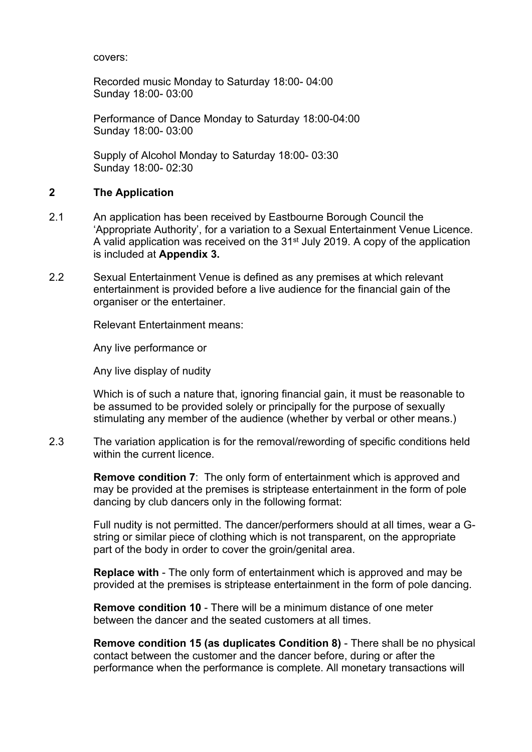covers:

Recorded music Monday to Saturday 18:00- 04:00
Sunday 18:00- 03:00

Performance of Dance Monday to Saturday 18:00-04:00
Sunday 18:00- 03:00

Supply of Alcohol Monday to Saturday 18:00- 03:30
Sunday 18:00- 02:30

## 2 The Application

2.1 An application has been received by Eastbourne Borough Council the 'Appropriate Authority', for a variation to a Sexual Entertainment Venue Licence. A valid application was received on the 31st July 2019. A copy of the application is included at **Appendix 3.**

2.2 Sexual Entertainment Venue is defined as any premises at which relevant entertainment is provided before a live audience for the financial gain of the organiser or the entertainer.

Relevant Entertainment means:

Any live performance or

Any live display of nudity

Which is of such a nature that, ignoring financial gain, it must be reasonable to be assumed to be provided solely or principally for the purpose of sexually stimulating any member of the audience (whether by verbal or other means.)

2.3 The variation application is for the removal/rewording of specific conditions held within the current licence.

**Remove condition 7**: The only form of entertainment which is approved and may be provided at the premises is striptease entertainment in the form of pole dancing by club dancers only in the following format:

Full nudity is not permitted. The dancer/performers should at all times, wear a G-string or similar piece of clothing which is not transparent, on the appropriate part of the body in order to cover the groin/genital area.

**Replace with** - The only form of entertainment which is approved and may be provided at the premises is striptease entertainment in the form of pole dancing.

**Remove condition 10** - There will be a minimum distance of one meter between the dancer and the seated customers at all times.

**Remove condition 15 (as duplicates Condition 8)** - There shall be no physical contact between the customer and the dancer before, during or after the performance when the performance is complete. All monetary transactions will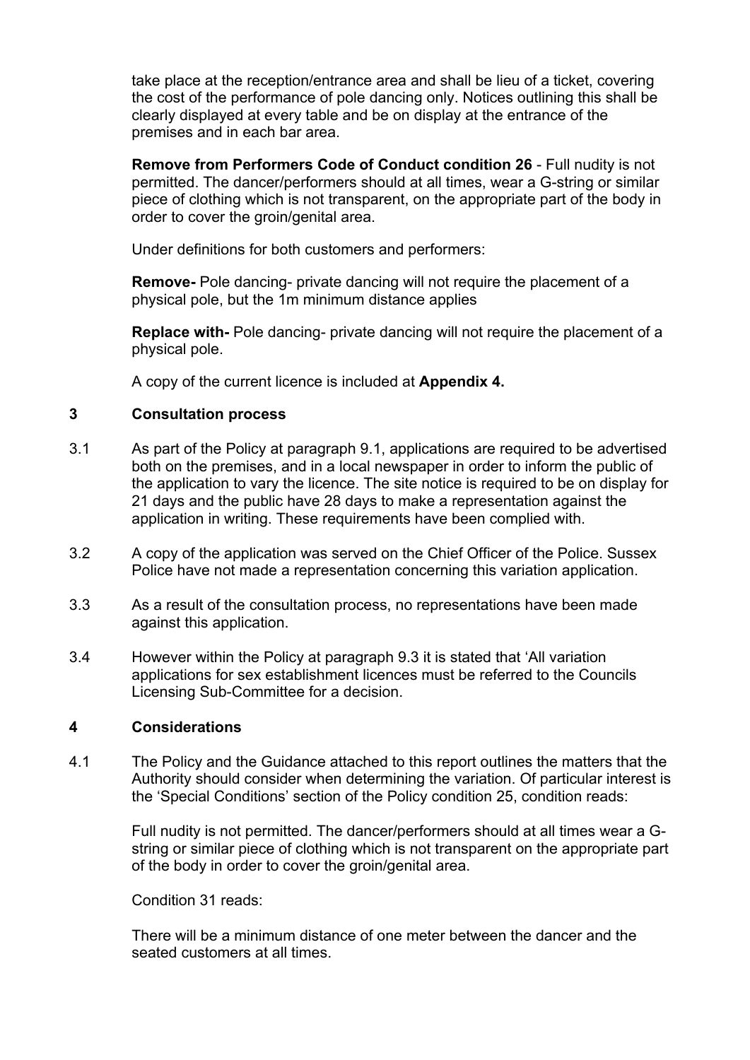take place at the reception/entrance area and shall be lieu of a ticket, covering the cost of the performance of pole dancing only. Notices outlining this shall be clearly displayed at every table and be on display at the entrance of the premises and in each bar area.

**Remove from Performers Code of Conduct condition 26** - Full nudity is not permitted. The dancer/performers should at all times, wear a G-string or similar piece of clothing which is not transparent, on the appropriate part of the body in order to cover the groin/genital area.

Under definitions for both customers and performers:

**Remove-** Pole dancing- private dancing will not require the placement of a physical pole, but the 1m minimum distance applies

**Replace with-** Pole dancing- private dancing will not require the placement of a physical pole.

A copy of the current licence is included at **Appendix 4.**

## 3 Consultation process

3.1 As part of the Policy at paragraph 9.1, applications are required to be advertised both on the premises, and in a local newspaper in order to inform the public of the application to vary the licence. The site notice is required to be on display for 21 days and the public have 28 days to make a representation against the application in writing. These requirements have been complied with.

3.2 A copy of the application was served on the Chief Officer of the Police. Sussex Police have not made a representation concerning this variation application.

3.3 As a result of the consultation process, no representations have been made against this application.

3.4 However within the Policy at paragraph 9.3 it is stated that 'All variation applications for sex establishment licences must be referred to the Councils Licensing Sub-Committee for a decision.

## 4 Considerations

4.1 The Policy and the Guidance attached to this report outlines the matters that the Authority should consider when determining the variation. Of particular interest is the 'Special Conditions' section of the Policy condition 25, condition reads:

Full nudity is not permitted. The dancer/performers should at all times wear a G-string or similar piece of clothing which is not transparent on the appropriate part of the body in order to cover the groin/genital area.

Condition 31 reads:

There will be a minimum distance of one meter between the dancer and the seated customers at all times.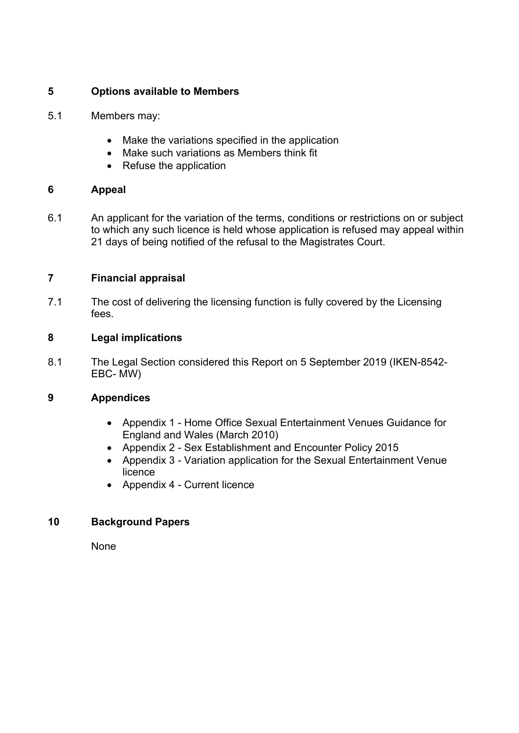## 5 Options available to Members

5.1 Members may:

- Make the variations specified in the application
- Make such variations as Members think fit
- Refuse the application

## 6 Appeal

6.1 An applicant for the variation of the terms, conditions or restrictions on or subject to which any such licence is held whose application is refused may appeal within 21 days of being notified of the refusal to the Magistrates Court.

## 7 Financial appraisal

7.1 The cost of delivering the licensing function is fully covered by the Licensing fees.

## 8 Legal implications

8.1 The Legal Section considered this Report on 5 September 2019 (IKEN-8542-EBC- MW)

## 9 Appendices

- Appendix 1 - Home Office Sexual Entertainment Venues Guidance for England and Wales (March 2010)
- Appendix 2 - Sex Establishment and Encounter Policy 2015
- Appendix 3 - Variation application for the Sexual Entertainment Venue licence
- Appendix 4 - Current licence

## 10 Background Papers

None